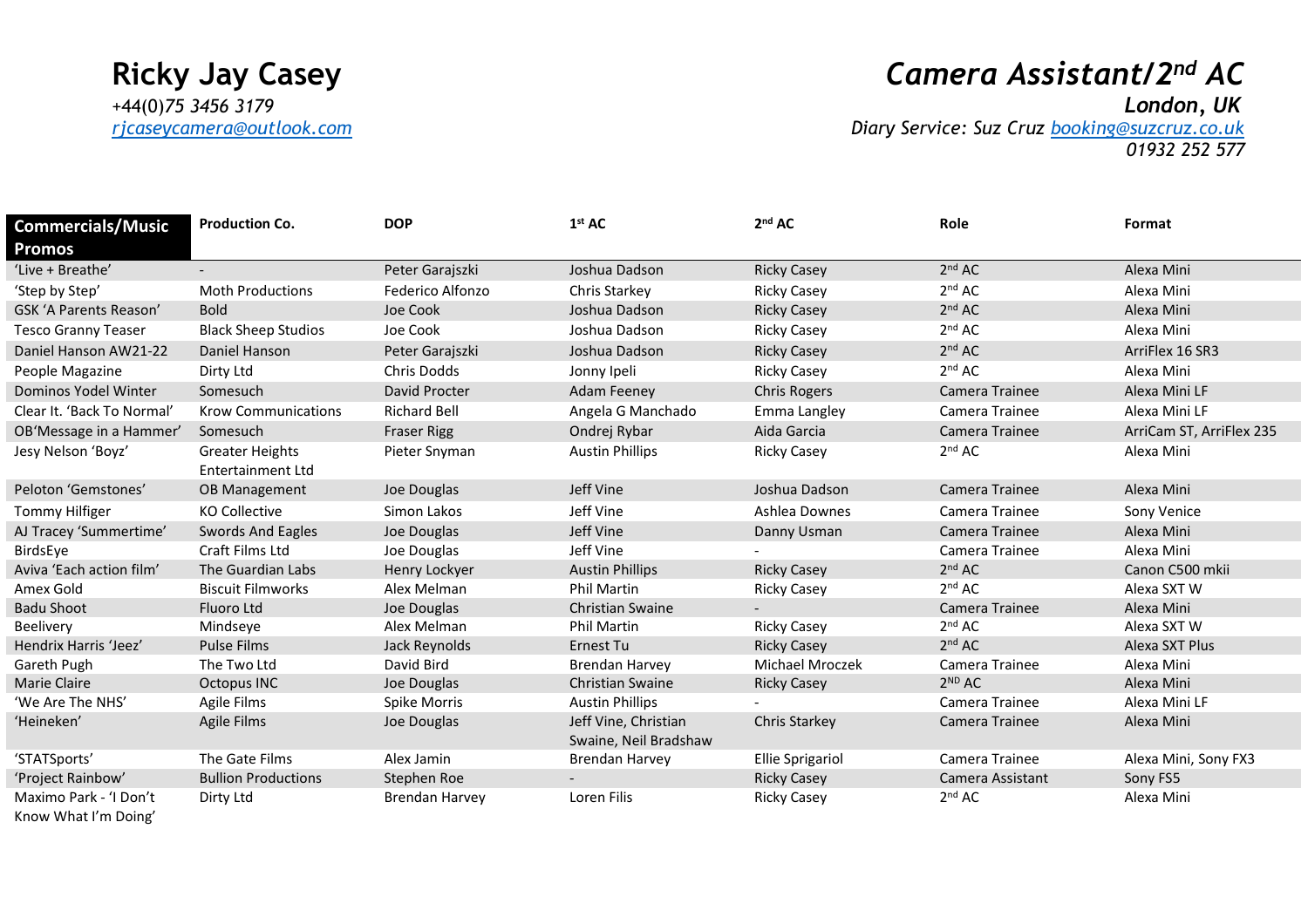# Ricky Jay Casey

*+44(0)75 3456 3179*
*rjcaseycamera@outlook.com*

## *Camera Assistant/2nd AC*

***London, UK***
*Diary Service: Suz Cruz booking@suzcruz.co.uk*
*01932 252 577*

| Commercials/Music Promos | Production Co. | DOP | 1st AC | 2nd AC | Role | Format |
|---|---|---|---|---|---|---|
| 'Live + Breathe' | - | Peter Garajszki | Joshua Dadson | Ricky Casey | 2nd AC | Alexa Mini |
| 'Step by Step' | Moth Productions | Federico Alfonzo | Chris Starkey | Ricky Casey | 2nd AC | Alexa Mini |
| GSK 'A Parents Reason' | Bold | Joe Cook | Joshua Dadson | Ricky Casey | 2nd AC | Alexa Mini |
| Tesco Granny Teaser | Black Sheep Studios | Joe Cook | Joshua Dadson | Ricky Casey | 2nd AC | Alexa Mini |
| Daniel Hanson AW21-22 | Daniel Hanson | Peter Garajszki | Joshua Dadson | Ricky Casey | 2nd AC | ArriFlex 16 SR3 |
| People Magazine | Dirty Ltd | Chris Dodds | Jonny Ipeli | Ricky Casey | 2nd AC | Alexa Mini |
| Dominos Yodel Winter | Somesuch | David Procter | Adam Feeney | Chris Rogers | Camera Trainee | Alexa Mini LF |
| Clear It. 'Back To Normal' | Krow Communications | Richard Bell | Angela G Manchado | Emma Langley | Camera Trainee | Alexa Mini LF |
| OB'Message in a Hammer' | Somesuch | Fraser Rigg | Ondrej Rybar | Aida Garcia | Camera Trainee | ArriCam ST, ArriFlex 235 |
| Jesy Nelson 'Boyz' | Greater Heights Entertainment Ltd | Pieter Snyman | Austin Phillips | Ricky Casey | 2nd AC | Alexa Mini |
| Peloton 'Gemstones' | OB Management | Joe Douglas | Jeff Vine | Joshua Dadson | Camera Trainee | Alexa Mini |
| Tommy Hilfiger | KO Collective | Simon Lakos | Jeff Vine | Ashlea Downes | Camera Trainee | Sony Venice |
| AJ Tracey 'Summertime' | Swords And Eagles | Joe Douglas | Jeff Vine | Danny Usman | Camera Trainee | Alexa Mini |
| BirdsEye | Craft Films Ltd | Joe Douglas | Jeff Vine | - | Camera Trainee | Alexa Mini |
| Aviva 'Each action film' | The Guardian Labs | Henry Lockyer | Austin Phillips | Ricky Casey | 2nd AC | Canon C500 mkii |
| Amex Gold | Biscuit Filmworks | Alex Melman | Phil Martin | Ricky Casey | 2nd AC | Alexa SXT W |
| Badu Shoot | Fluoro Ltd | Joe Douglas | Christian Swaine | - | Camera Trainee | Alexa Mini |
| Beelivery | Mindseye | Alex Melman | Phil Martin | Ricky Casey | 2nd AC | Alexa SXT W |
| Hendrix Harris 'Jeez' | Pulse Films | Jack Reynolds | Ernest Tu | Ricky Casey | 2nd AC | Alexa SXT Plus |
| Gareth Pugh | The Two Ltd | David Bird | Brendan Harvey | Michael Mroczek | Camera Trainee | Alexa Mini |
| Marie Claire | Octopus INC | Joe Douglas | Christian Swaine | Ricky Casey | 2ND AC | Alexa Mini |
| 'We Are The NHS' | Agile Films | Spike Morris | Austin Phillips | - | Camera Trainee | Alexa Mini LF |
| 'Heineken' | Agile Films | Joe Douglas | Jeff Vine, Christian Swaine, Neil Bradshaw | Chris Starkey | Camera Trainee | Alexa Mini |
| 'STATSports' | The Gate Films | Alex Jamin | Brendan Harvey | Ellie Sprigariol | Camera Trainee | Alexa Mini, Sony FX3 |
| 'Project Rainbow' | Bullion Productions | Stephen Roe | - | Ricky Casey | Camera Assistant | Sony FS5 |
| Maximo Park - 'I Don't Know What I'm Doing' | Dirty Ltd | Brendan Harvey | Loren Filis | Ricky Casey | 2nd AC | Alexa Mini |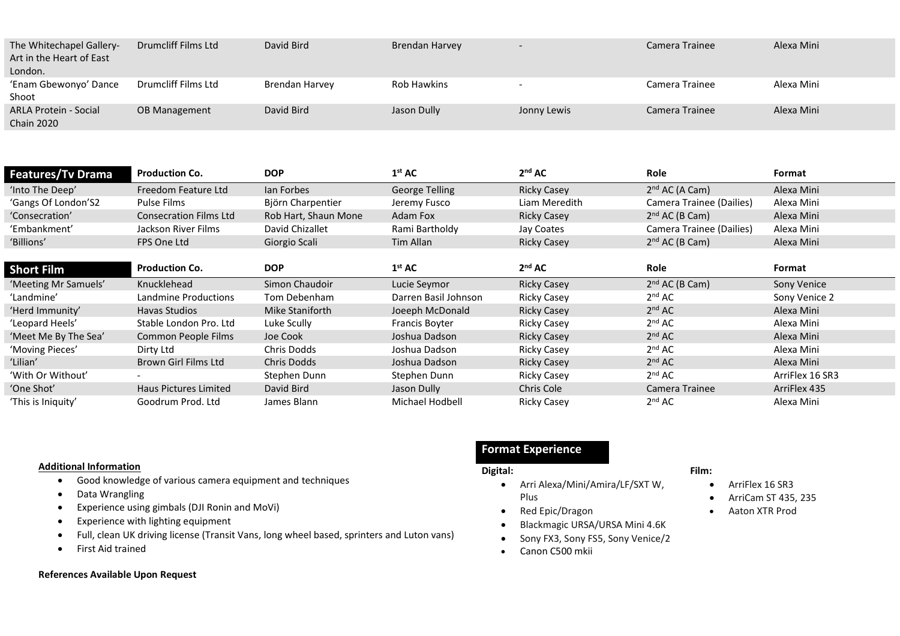| | | | | | | |
|---|---|---|---|---|---|---|
| The Whitechapel Gallery- Art in the Heart of East London. | Drumcliff Films Ltd | David Bird | Brendan Harvey | - | Camera Trainee | Alexa Mini |
| 'Enam Gbewonyo' Dance Shoot | Drumcliff Films Ltd | Brendan Harvey | Rob Hawkins | - | Camera Trainee | Alexa Mini |
| ARLA Protein - Social Chain 2020 | OB Management | David Bird | Jason Dully | Jonny Lewis | Camera Trainee | Alexa Mini |

| Features/Tv Drama | Production Co. | DOP | 1st AC | 2nd AC | Role | Format |
|---|---|---|---|---|---|---|
| 'Into The Deep' | Freedom Feature Ltd | Ian Forbes | George Telling | Ricky Casey | 2nd AC (A Cam) | Alexa Mini |
| 'Gangs Of London'S2 | Pulse Films | Björn Charpentier | Jeremy Fusco | Liam Meredith | Camera Trainee (Dailies) | Alexa Mini |
| 'Consecration' | Consecration Films Ltd | Rob Hart, Shaun Mone | Adam Fox | Ricky Casey | 2nd AC (B Cam) | Alexa Mini |
| 'Embankment' | Jackson River Films | David Chizallet | Rami Bartholdy | Jay Coates | Camera Trainee (Dailies) | Alexa Mini |
| 'Billions' | FPS One Ltd | Giorgio Scali | Tim Allan | Ricky Casey | 2nd AC (B Cam) | Alexa Mini |

| Short Film | Production Co. | DOP | 1st AC | 2nd AC | Role | Format |
|---|---|---|---|---|---|---|
| 'Meeting Mr Samuels' | Knucklehead | Simon Chaudoir | Lucie Seymor | Ricky Casey | 2nd AC (B Cam) | Sony Venice |
| 'Landmine' | Landmine Productions | Tom Debenham | Darren Basil Johnson | Ricky Casey | 2nd AC | Sony Venice 2 |
| 'Herd Immunity' | Havas Studios | Mike Staniforth | Joeeph McDonald | Ricky Casey | 2nd AC | Alexa Mini |
| 'Leopard Heels' | Stable London Pro. Ltd | Luke Scully | Francis Boyter | Ricky Casey | 2nd AC | Alexa Mini |
| 'Meet Me By The Sea' | Common People Films | Joe Cook | Joshua Dadson | Ricky Casey | 2nd AC | Alexa Mini |
| 'Moving Pieces' | Dirty Ltd | Chris Dodds | Joshua Dadson | Ricky Casey | 2nd AC | Alexa Mini |
| 'Lilian' | Brown Girl Films Ltd | Chris Dodds | Joshua Dadson | Ricky Casey | 2nd AC | Alexa Mini |
| 'With Or Without' | - | Stephen Dunn | Stephen Dunn | Ricky Casey | 2nd AC | ArriFlex 16 SR3 |
| 'One Shot' | Haus Pictures Limited | David Bird | Jason Dully | Chris Cole | Camera Trainee | ArriFlex 435 |
| 'This is Iniquity' | Goodrum Prod. Ltd | James Blann | Michael Hodbell | Ricky Casey | 2nd AC | Alexa Mini |

**Additional Information**

- Good knowledge of various camera equipment and techniques
- Data Wrangling
- Experience using gimbals (DJI Ronin and MoVi)
- Experience with lighting equipment
- Full, clean UK driving license (Transit Vans, long wheel based, sprinters and Luton vans)
- First Aid trained

**References Available Upon Request**

## Format Experience

**Digital:**

- Arri Alexa/Mini/Amira/LF/SXT W, Plus
- Red Epic/Dragon
- Blackmagic URSA/URSA Mini 4.6K
- Sony FX3, Sony FS5, Sony Venice/2
- Canon C500 mkii

**Film:**

- ArriFlex 16 SR3
- ArriCam ST 435, 235
- Aaton XTR Prod